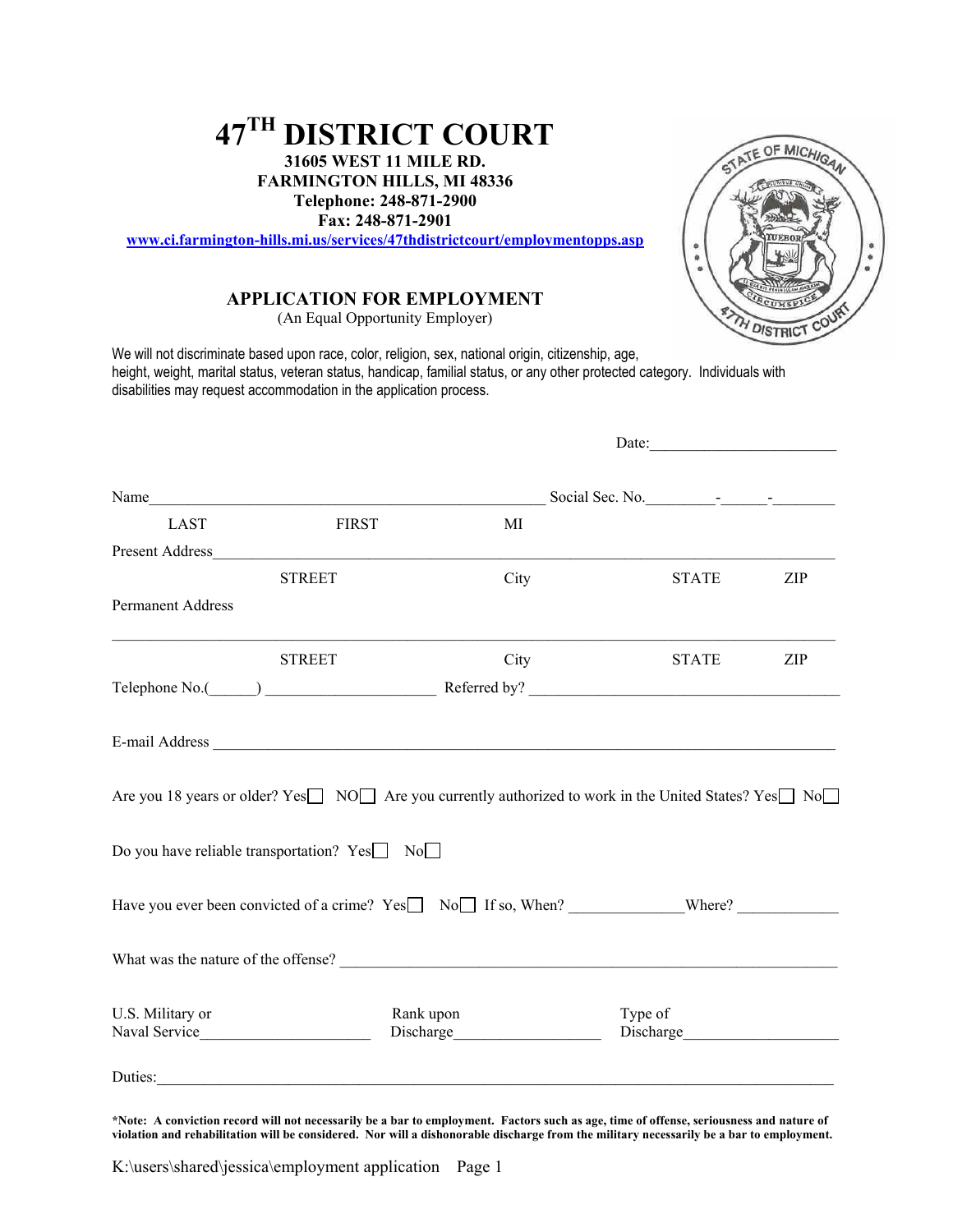# 47[TH] DISTRICT COURT

**31605 WEST 11 MILE RD.**
**FARMINGTON HILLS, MI 48336**
**Telephone: 248-871-2900**
**Fax: 248-871-2901**
**www.ci.farmington-hills.mi.us/services/47thdistrictcourt/employmentopps.asp**

## APPLICATION FOR EMPLOYMENT

(An Equal Opportunity Employer)

We will not discriminate based upon race, color, religion, sex, national origin, citizenship, age, height, weight, marital status, veteran status, handicap, familial status, or any other protected category. Individuals with disabilities may request accommodation in the application process.

Date:________________________

Name___________________________________________________ Social Sec. No.________-______-________

LAST FIRST MI

Present Address_____________________________________________________________________________

STREET City STATE ZIP

Permanent Address

___________________________________________________________________________________________

STREET City STATE ZIP

Telephone No.(______) _____________________ Referred by? _________________________________________

E-mail Address _______________________________________________________________________________

Are you 18 years or older? Yes☐ NO☐ Are you currently authorized to work in the United States? Yes☐ No☐

Do you have reliable transportation? Yes☐ No☐

Have you ever been convicted of a crime? Yes☐ No☐ If so, When? ______________Where? _____________

What was the nature of the offense? ______________________________________________________________

U.S. Military or Naval Service_____________________ Rank upon Discharge___________________ Type of Discharge____________________

Duties:_____________________________________________________________________________________

**\*Note: A conviction record will not necessarily be a bar to employment. Factors such as age, time of offense, seriousness and nature of violation and rehabilitation will be considered. Nor will a dishonorable discharge from the military necessarily be a bar to employment.**

K:\users\shared\jessica\employment application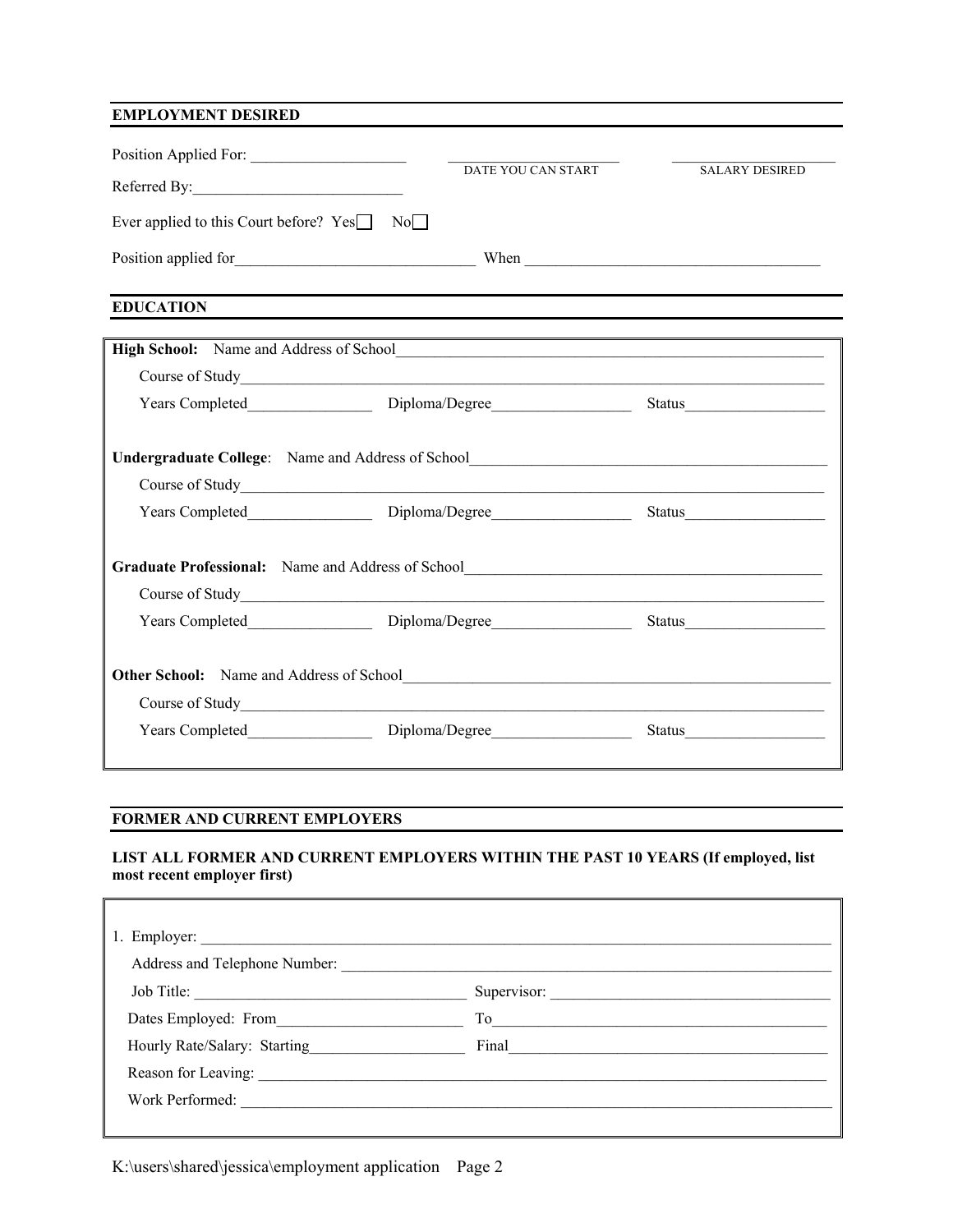## EMPLOYMENT DESIRED

Position Applied For: ____________________ ________________________ ______________________

DATE YOU CAN START SALARY DESIRED

Referred By:____________________________

Ever applied to this Court before? Yes☐ No☐

Position applied for_______________________________ When ______________________________________

## EDUCATION

**High School:** Name and Address of School_________________________________________________________

Course of Study__________________________________________________________________________

Years Completed________________ Diploma/Degree__________________ Status__________________

**Undergraduate College**: Name and Address of School_______________________________________________

Course of Study__________________________________________________________________________

Years Completed________________ Diploma/Degree__________________ Status__________________

**Graduate Professional:** Name and Address of School_______________________________________________

Course of Study__________________________________________________________________________

Years Completed________________ Diploma/Degree__________________ Status__________________

**Other School:** Name and Address of School_________________________________________________________

Course of Study__________________________________________________________________________

Years Completed________________ Diploma/Degree__________________ Status__________________

## FORMER AND CURRENT EMPLOYERS

**LIST ALL FORMER AND CURRENT EMPLOYERS WITHIN THE PAST 10 YEARS (If employed, list most recent employer first)**

1. Employer: ______________________________________________________________________________

Address and Telephone Number: ______________________________________________________________

Job Title: ___________________________________ Supervisor: ____________________________________

Dates Employed: From________________________ To___________________________________________

Hourly Rate/Salary: Starting____________________ Final__________________________________________

Reason for Leaving: _________________________________________________________________________

Work Performed: ___________________________________________________________________________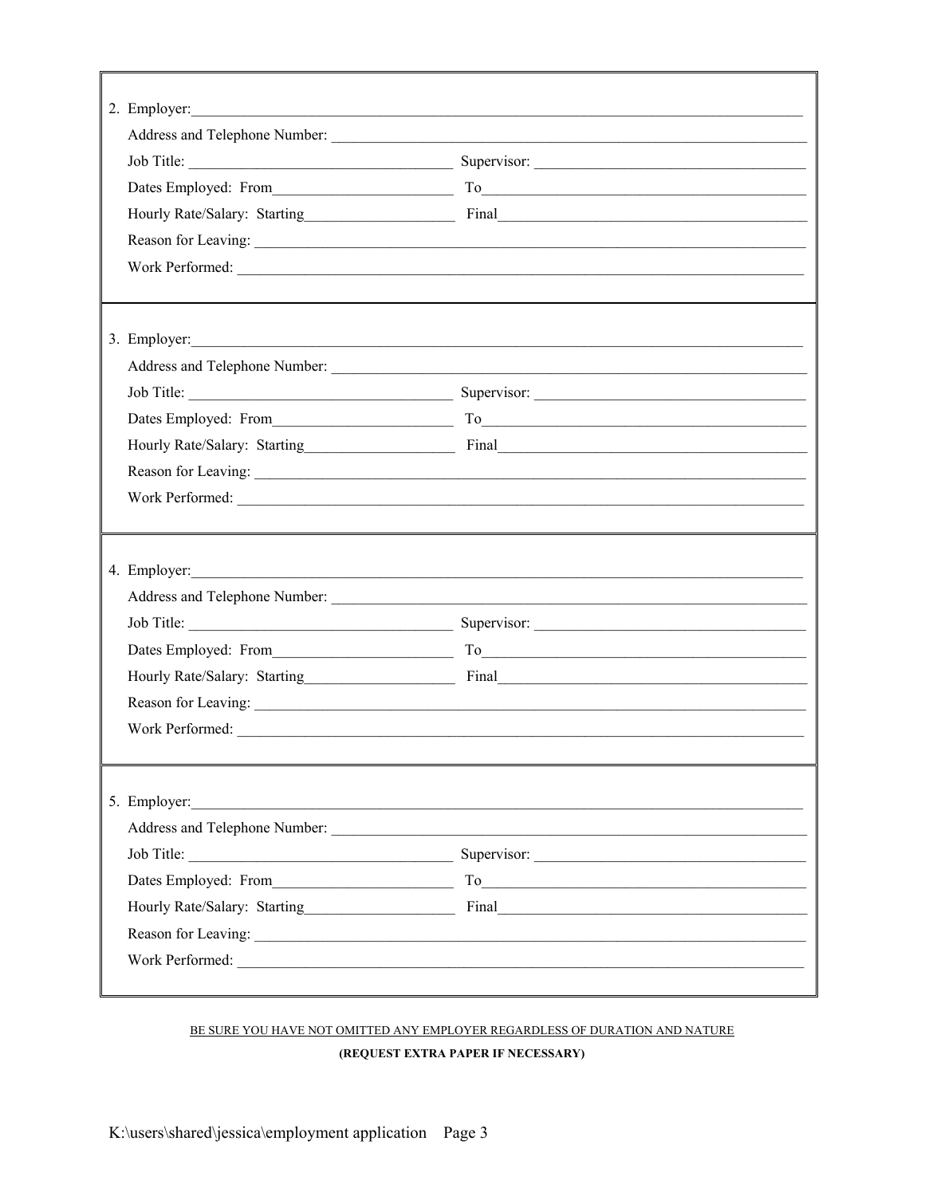2. Employer: ______________________________________________

Address and Telephone Number: ______________________________________________

Job Title: ______________________ Supervisor: ______________________

Dates Employed: From ______________________ To ______________________

Hourly Rate/Salary: Starting ______________________ Final ______________________

Reason for Leaving: ______________________________________________

Work Performed: ______________________________________________

3. Employer: ______________________________________________

Address and Telephone Number: ______________________________________________

Job Title: ______________________ Supervisor: ______________________

Dates Employed: From ______________________ To ______________________

Hourly Rate/Salary: Starting ______________________ Final ______________________

Reason for Leaving: ______________________________________________

Work Performed: ______________________________________________

4. Employer: ______________________________________________

Address and Telephone Number: ______________________________________________

Job Title: ______________________ Supervisor: ______________________

Dates Employed: From ______________________ To ______________________

Hourly Rate/Salary: Starting ______________________ Final ______________________

Reason for Leaving: ______________________________________________

Work Performed: ______________________________________________

5. Employer: ______________________________________________

Address and Telephone Number: ______________________________________________

Job Title: ______________________ Supervisor: ______________________

Dates Employed: From ______________________ To ______________________

Hourly Rate/Salary: Starting ______________________ Final ______________________

Reason for Leaving: ______________________________________________

Work Performed: ______________________________________________

<u>BE SURE YOU HAVE NOT OMITTED ANY EMPLOYER REGARDLESS OF DURATION AND NATURE</u>

**(REQUEST EXTRA PAPER IF NECESSARY)**

K:\users\shared\jessica\employment application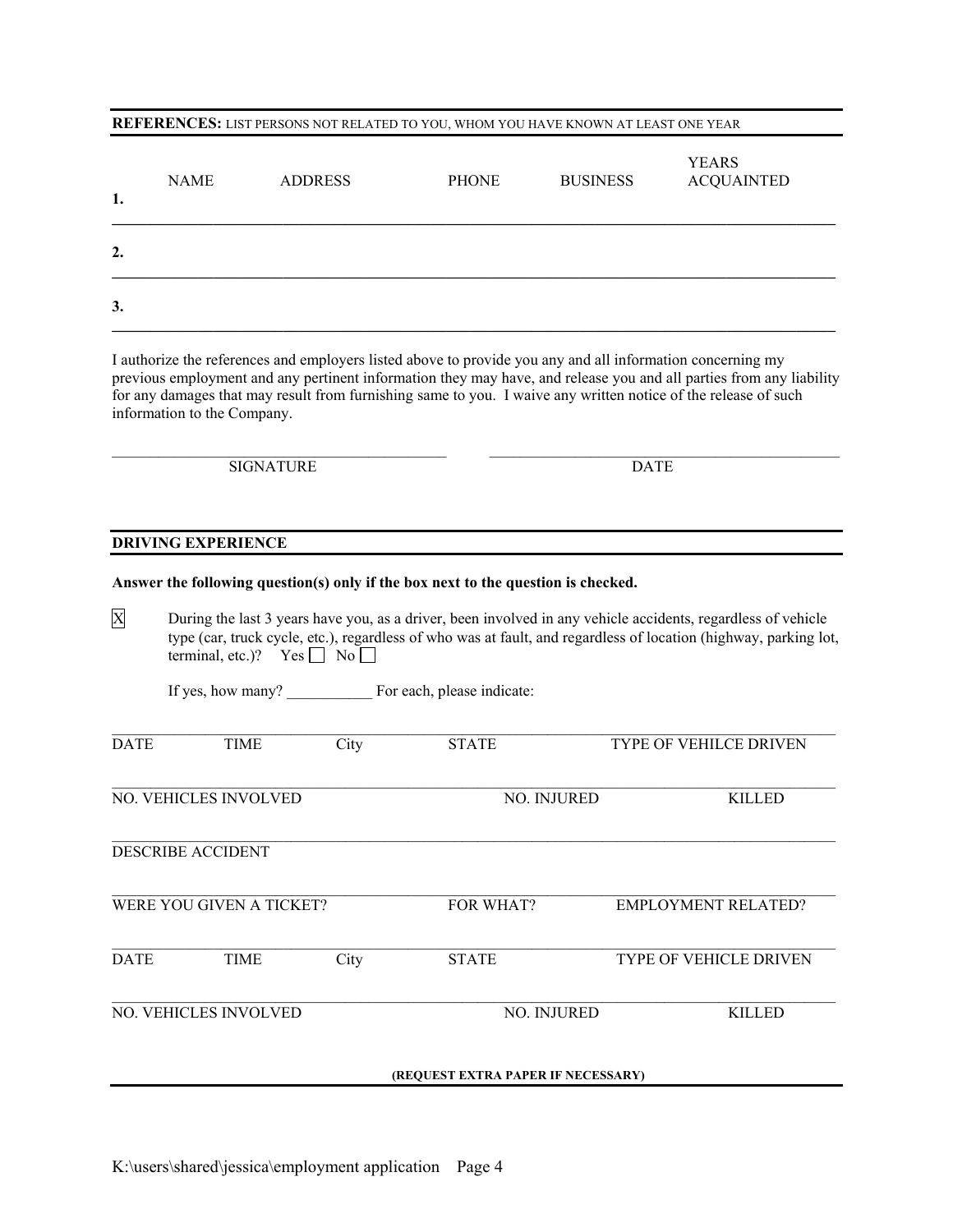**REFERENCES:** LIST PERSONS NOT RELATED TO YOU, WHOM YOU HAVE KNOWN AT LEAST ONE YEAR

| | NAME | ADDRESS | PHONE | BUSINESS | YEARS ACQUAINTED |
|---|---|---|---|---|---|
| 1. | | | | | |
| 2. | | | | | |
| 3. | | | | | |

I authorize the references and employers listed above to provide you any and all information concerning my previous employment and any pertinent information they may have, and release you and all parties from any liability for any damages that may result from furnishing same to you. I waive any written notice of the release of such information to the Company.

\_\_\_\_\_\_\_\_\_\_\_\_\_\_\_\_\_\_\_\_\_\_\_\_\_\_\_\_\_\_ SIGNATURE \_\_\_\_\_\_\_\_\_\_\_\_\_\_\_\_\_\_\_\_\_\_\_\_\_\_\_\_\_\_ DATE

**DRIVING EXPERIENCE**

**Answer the following question(s) only if the box next to the question is checked.**

☒ During the last 3 years have you, as a driver, been involved in any vehicle accidents, regardless of vehicle type (car, truck cycle, etc.), regardless of who was at fault, and regardless of location (highway, parking lot, terminal, etc.)? Yes ☐ No ☐

If yes, how many? \_\_\_\_\_\_\_\_\_\_\_ For each, please indicate:

DATE | TIME | City | STATE | TYPE OF VEHILCE DRIVEN

NO. VEHICLES INVOLVED | NO. INJURED | KILLED

DESCRIBE ACCIDENT

WERE YOU GIVEN A TICKET? | FOR WHAT? | EMPLOYMENT RELATED?

DATE | TIME | City | STATE | TYPE OF VEHICLE DRIVEN

NO. VEHICLES INVOLVED | NO. INJURED | KILLED

**(REQUEST EXTRA PAPER IF NECESSARY)**

K:\users\shared\jessica\employment application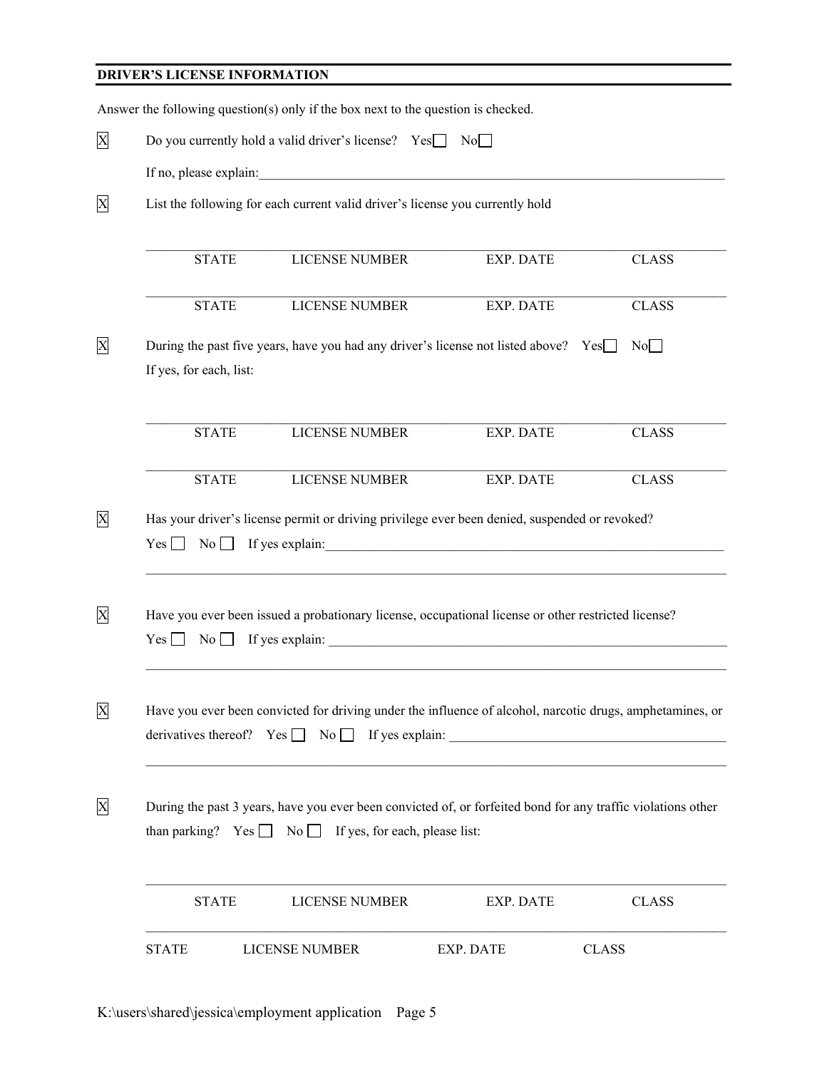## DRIVER'S LICENSE INFORMATION

Answer the following question(s) only if the box next to the question is checked.

[X] Do you currently hold a valid driver's license? Yes ☐ No ☐

If no, please explain:\_\_\_\_\_\_\_\_\_\_\_\_\_\_\_\_\_\_\_\_\_\_\_\_\_\_\_\_\_\_\_\_\_\_\_\_\_\_\_\_\_\_\_\_\_\_\_\_\_\_\_\_\_\_\_\_\_\_\_\_\_\_\_\_\_\_\_\_\_\_

[X] List the following for each current valid driver's license you currently hold

| STATE | LICENSE NUMBER | EXP. DATE | CLASS |
|---|---|---|---|
| | | | |
| | | | |

[X] During the past five years, have you had any driver's license not listed above? Yes ☐ No ☐

If yes, for each, list:

| STATE | LICENSE NUMBER | EXP. DATE | CLASS |
|---|---|---|---|
| | | | |
| | | | |

[X] Has your driver's license permit or driving privilege ever been denied, suspended or revoked?

Yes ☐ No ☐ If yes explain:\_\_\_\_\_\_\_\_\_\_\_\_\_\_\_\_\_\_\_\_\_\_\_\_\_\_\_\_\_\_\_\_\_\_\_\_\_\_\_\_\_\_\_\_\_\_\_\_\_\_\_\_\_\_\_\_\_\_\_\_

\_\_\_\_\_\_\_\_\_\_\_\_\_\_\_\_\_\_\_\_\_\_\_\_\_\_\_\_\_\_\_\_\_\_\_\_\_\_\_\_\_\_\_\_\_\_\_\_\_\_\_\_\_\_\_\_\_\_\_\_\_\_\_\_\_\_\_\_\_\_\_\_\_\_\_\_\_\_\_\_\_\_\_\_

[X] Have you ever been issued a probationary license, occupational license or other restricted license?

Yes ☐ No ☐ If yes explain: \_\_\_\_\_\_\_\_\_\_\_\_\_\_\_\_\_\_\_\_\_\_\_\_\_\_\_\_\_\_\_\_\_\_\_\_\_\_\_\_\_\_\_\_\_\_\_\_\_\_\_\_\_\_\_\_\_\_\_\_

\_\_\_\_\_\_\_\_\_\_\_\_\_\_\_\_\_\_\_\_\_\_\_\_\_\_\_\_\_\_\_\_\_\_\_\_\_\_\_\_\_\_\_\_\_\_\_\_\_\_\_\_\_\_\_\_\_\_\_\_\_\_\_\_\_\_\_\_\_\_\_\_\_\_\_\_\_\_\_\_\_\_\_\_

[X] Have you ever been convicted for driving under the influence of alcohol, narcotic drugs, amphetamines, or derivatives thereof? Yes ☐ No ☐ If yes explain: \_\_\_\_\_\_\_\_\_\_\_\_\_\_\_\_\_\_\_\_\_\_\_\_\_\_\_\_\_\_\_\_\_\_\_\_\_\_\_\_\_\_

\_\_\_\_\_\_\_\_\_\_\_\_\_\_\_\_\_\_\_\_\_\_\_\_\_\_\_\_\_\_\_\_\_\_\_\_\_\_\_\_\_\_\_\_\_\_\_\_\_\_\_\_\_\_\_\_\_\_\_\_\_\_\_\_\_\_\_\_\_\_\_\_\_\_\_\_\_\_\_\_\_\_\_\_

[X] During the past 3 years, have you ever been convicted of, or forfeited bond for any traffic violations other than parking? Yes ☐ No ☐ If yes, for each, please list:

| STATE | LICENSE NUMBER | EXP. DATE | CLASS |
|---|---|---|---|
| | | | |
| | | | |

K:\users\shared\jessica\employment application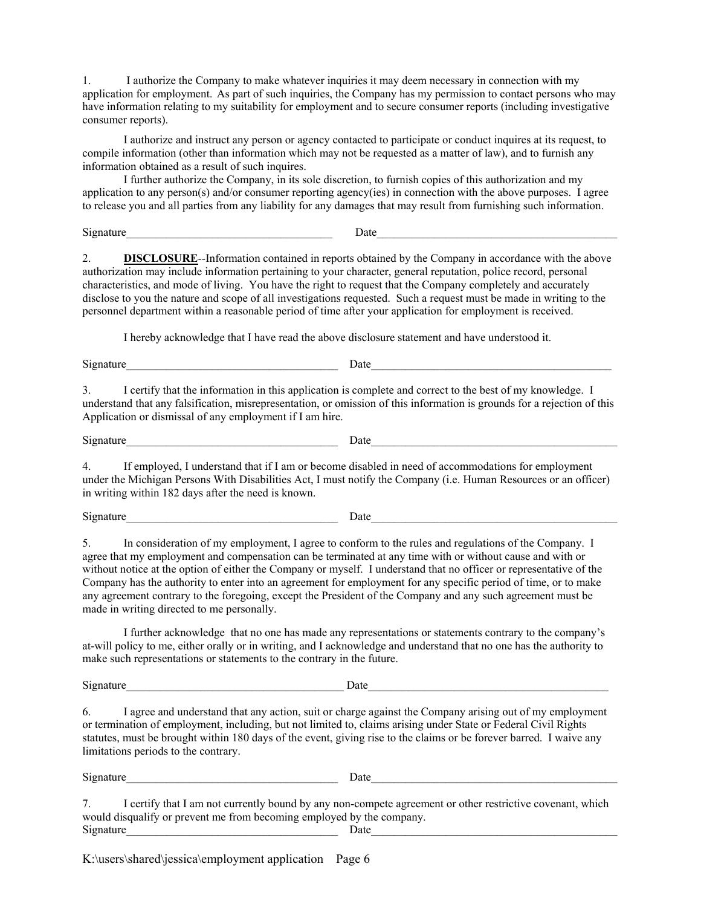1. I authorize the Company to make whatever inquiries it may deem necessary in connection with my application for employment. As part of such inquiries, the Company has my permission to contact persons who may have information relating to my suitability for employment and to secure consumer reports (including investigative consumer reports).

I authorize and instruct any person or agency contacted to participate or conduct inquires at its request, to compile information (other than information which may not be requested as a matter of law), and to furnish any information obtained as a result of such inquires.

I further authorize the Company, in its sole discretion, to furnish copies of this authorization and my application to any person(s) and/or consumer reporting agency(ies) in connection with the above purposes. I agree to release you and all parties from any liability for any damages that may result from furnishing such information.

Signature____________________________________ Date____________________________________________

2. **DISCLOSURE**--Information contained in reports obtained by the Company in accordance with the above authorization may include information pertaining to your character, general reputation, police record, personal characteristics, and mode of living. You have the right to request that the Company completely and accurately disclose to you the nature and scope of all investigations requested. Such a request must be made in writing to the personnel department within a reasonable period of time after your application for employment is received.

I hereby acknowledge that I have read the above disclosure statement and have understood it.

Signature______________________________________ Date____________________________________________

3. I certify that the information in this application is complete and correct to the best of my knowledge. I understand that any falsification, misrepresentation, or omission of this information is grounds for a rejection of this Application or dismissal of any employment if I am hire.

Signature______________________________________ Date_____________________________________________

4. If employed, I understand that if I am or become disabled in need of accommodations for employment under the Michigan Persons With Disabilities Act, I must notify the Company (i.e. Human Resources or an officer) in writing within 182 days after the need is known.

Signature______________________________________ Date_____________________________________________

5. In consideration of my employment, I agree to conform to the rules and regulations of the Company. I agree that my employment and compensation can be terminated at any time with or without cause and with or without notice at the option of either the Company or myself. I understand that no officer or representative of the Company has the authority to enter into an agreement for employment for any specific period of time, or to make any agreement contrary to the foregoing, except the President of the Company and any such agreement must be made in writing directed to me personally.

I further acknowledge that no one has made any representations or statements contrary to the company's at-will policy to me, either orally or in writing, and I acknowledge and understand that no one has the authority to make such representations or statements to the contrary in the future.

Signature_______________________________________ Date____________________________________________

6. I agree and understand that any action, suit or charge against the Company arising out of my employment or termination of employment, including, but not limited to, claims arising under State or Federal Civil Rights statutes, must be brought within 180 days of the event, giving rise to the claims or be forever barred. I waive any limitations periods to the contrary.

Signature______________________________________ Date_____________________________________________

7. I certify that I am not currently bound by any non-compete agreement or other restrictive covenant, which would disqualify or prevent me from becoming employed by the company.
Signature______________________________________ Date_____________________________________________

K:\users\shared\jessica\employment application